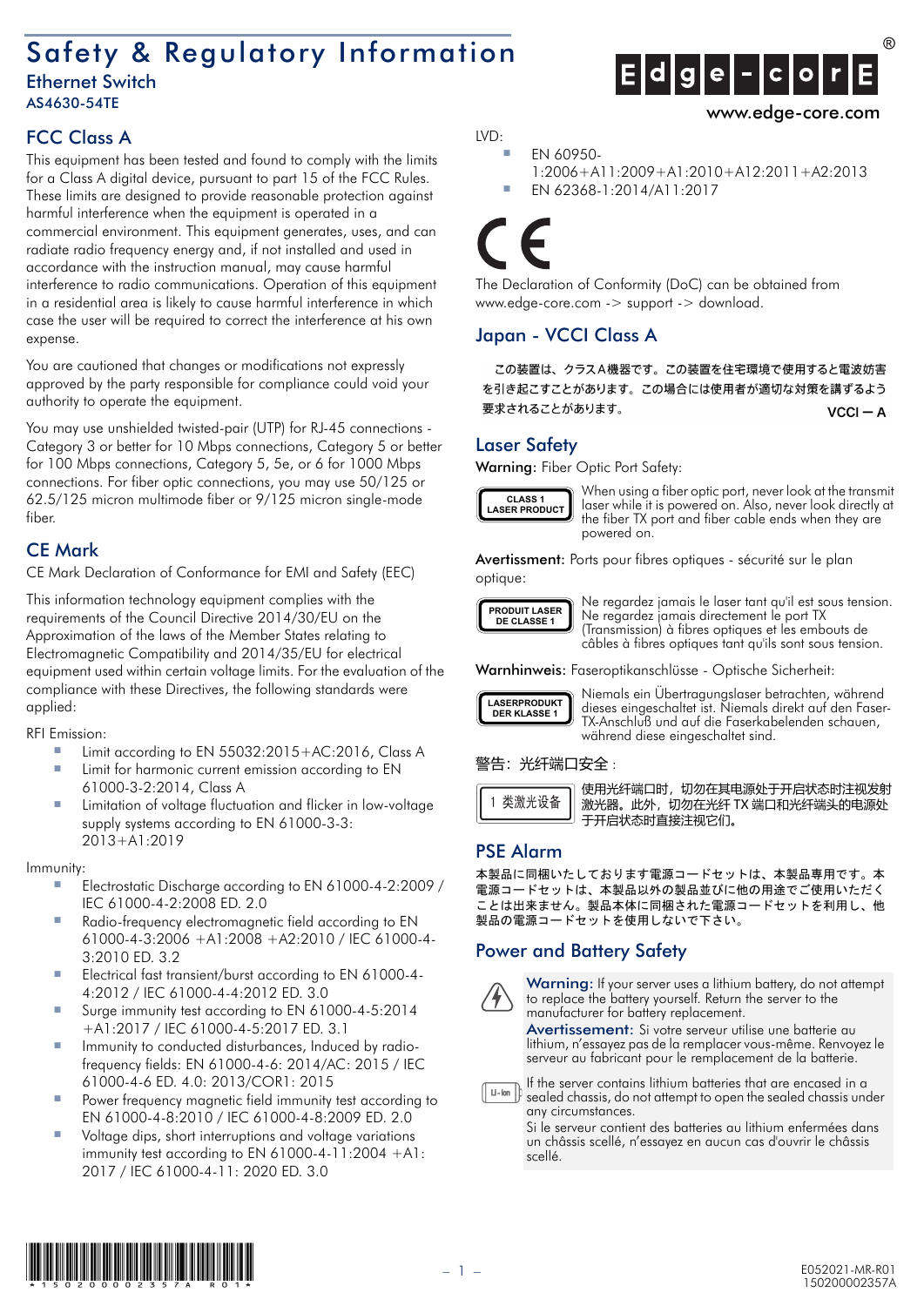# Safety & Regulatory Information

Ethernet Switch

AS4630-54TE

Edge-corE®

www.edge-core.com

## FCC Class A

This equipment has been tested and found to comply with the limits for a Class A digital device, pursuant to part 15 of the FCC Rules. These limits are designed to provide reasonable protection against harmful interference when the equipment is operated in a commercial environment. This equipment generates, uses, and can radiate radio frequency energy and, if not installed and used in accordance with the instruction manual, may cause harmful interference to radio communications. Operation of this equipment in a residential area is likely to cause harmful interference in which case the user will be required to correct the interference at his own expense.

You are cautioned that changes or modifications not expressly approved by the party responsible for compliance could void your authority to operate the equipment.

You may use unshielded twisted-pair (UTP) for RJ-45 connections - Category 3 or better for 10 Mbps connections, Category 5 or better for 100 Mbps connections, Category 5, 5e, or 6 for 1000 Mbps connections. For fiber optic connections, you may use 50/125 or 62.5/125 micron multimode fiber or 9/125 micron single-mode fiber.

## CE Mark

CE Mark Declaration of Conformance for EMI and Safety (EEC)

This information technology equipment complies with the requirements of the Council Directive 2014/30/EU on the Approximation of the laws of the Member States relating to Electromagnetic Compatibility and 2014/35/EU for electrical equipment used within certain voltage limits. For the evaluation of the compliance with these Directives, the following standards were applied:

RFI Emission:

- Limit according to EN 55032:2015+AC:2016, Class A
- Limit for harmonic current emission according to EN 61000-3-2:2014, Class A
- Limitation of voltage fluctuation and flicker in low-voltage supply systems according to EN 61000-3-3: 2013+A1:2019

Immunity:

- Electrostatic Discharge according to EN 61000-4-2:2009 / IEC 61000-4-2:2008 ED. 2.0
- Radio-frequency electromagnetic field according to EN 61000-4-3:2006 +A1:2008 +A2:2010 / IEC 61000-4-3:2010 ED. 3.2
- Electrical fast transient/burst according to EN 61000-4-4:2012 / IEC 61000-4-4:2012 ED. 3.0
- Surge immunity test according to EN 61000-4-5:2014 +A1:2017 / IEC 61000-4-5:2017 ED. 3.1
- Immunity to conducted disturbances, Induced by radio-frequency fields: EN 61000-4-6: 2014/AC: 2015 / IEC 61000-4-6 ED. 4.0: 2013/COR1: 2015
- Power frequency magnetic field immunity test according to EN 61000-4-8:2010 / IEC 61000-4-8:2009 ED. 2.0
- Voltage dips, short interruptions and voltage variations immunity test according to EN 61000-4-11:2004 +A1: 2017 / IEC 61000-4-11: 2020 ED. 3.0

LVD:

- EN 60950-1:2006+A11:2009+A1:2010+A12:2011+A2:2013
- EN 62368-1:2014/A11:2017

CE

The Declaration of Conformity (DoC) can be obtained from www.edge-core.com -> support -> download.

## Japan - VCCI Class A

この装置は、クラスA機器です。この装置を住宅環境で使用すると電波妨害を引き起こすことがあります。この場合には使用者が適切な対策を講ずるよう要求されることがあります。 VCCI – A

## Laser Safety

**Warning:** Fiber Optic Port Safety:

CLASS 1 LASER PRODUCT

When using a fiber optic port, never look at the transmit laser while it is powered on. Also, never look directly at the fiber TX port and fiber cable ends when they are powered on.

**Avertissment:** Ports pour fibres optiques - sécurité sur le plan optique:

PRODUIT LASER DE CLASSE 1

Ne regardez jamais le laser tant qu'il est sous tension. Ne regardez jamais directement le port TX (Transmission) à fibres optiques et les embouts de câbles à fibres optiques tant qu'ils sont sous tension.

**Warnhinweis:** Faseroptikanschlüsse - Optische Sicherheit:

LASERPRODUKT DER KLASSE 1

Niemals ein Übertragungslaser betrachten, während dieses eingeschaltet ist. Niemals direkt auf den Faser-TX-Anschluß und auf die Faserkabelenden schauen, während diese eingeschaltet sind.

警告：光纤端口安全：

1 类激光设备

使用光纤端口时，切勿在其电源处于开启状态时注视发射激光器。此外，切勿在光纤 TX 端口和光纤端头的电源处于开启状态时直接注视它们。

## PSE Alarm

本製品に同梱いたしております電源コードセットは、本製品専用です。本電源コードセットは、本製品以外の製品並びに他の用途でご使用いただくことは出来ません。製品本体に同梱された電源コードセットを利用し、他製品の電源コードセットを使用しないで下さい。

## Power and Battery Safety

**Warning:** If your server uses a lithium battery, do not attempt to replace the battery yourself. Return the server to the manufacturer for battery replacement.

**Avertissement:** Si votre serveur utilise une batterie au lithium, n'essayez pas de la remplacer vous-même. Renvoyez le serveur au fabricant pour le remplacement de la batterie.

If the server contains lithium batteries that are encased in a sealed chassis, do not attempt to open the sealed chassis under any circumstances.

Si le serveur contient des batteries au lithium enfermées dans un châssis scellé, n'essayez en aucun cas d'ouvrir le châssis scellé.

E052021-MR-R01
150200002357A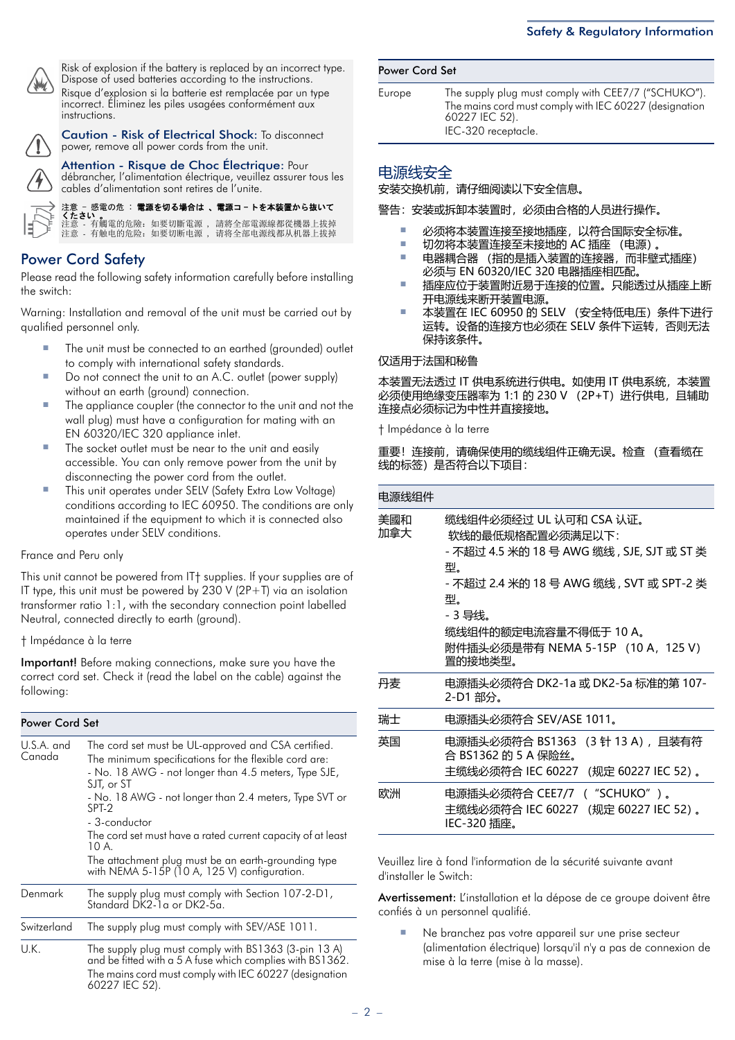Risk of explosion if the battery is replaced by an incorrect type. Dispose of used batteries according to the instructions.
Risque d'explosion si la batterie est remplacée par un type incorrect. Éliminez les piles usagées conformément aux instructions.

**Caution - Risk of Electrical Shock:** To disconnect power, remove all power cords from the unit.

**Attention - Risque de Choc Électrique:** Pour débrancher, l'alimentation électrique, veuillez assurer tous les cables d'alimentation sont retires de l'unite.

注意 – 感電の危 ： 電源を切る場合は 、電源コ－トを本装置から抜いてください 。
注意 - 有觸電的危險：如要切斷電源 ，請將全部電源線都從機器上拔掉
注意 - 有触电的危险：如要切断电源 ，请将全部电源线都从机器上拔掉

## Power Cord Safety

Please read the following safety information carefully before installing the switch:

Warning: Installation and removal of the unit must be carried out by qualified personnel only.

- The unit must be connected to an earthed (grounded) outlet to comply with international safety standards.
- Do not connect the unit to an A.C. outlet (power supply) without an earth (ground) connection.
- The appliance coupler (the connector to the unit and not the wall plug) must have a configuration for mating with an EN 60320/IEC 320 appliance inlet.
- The socket outlet must be near to the unit and easily accessible. You can only remove power from the unit by disconnecting the power cord from the outlet.
- This unit operates under SELV (Safety Extra Low Voltage) conditions according to IEC 60950. The conditions are only maintained if the equipment to which it is connected also operates under SELV conditions.

France and Peru only

This unit cannot be powered from IT† supplies. If your supplies are of IT type, this unit must be powered by 230 V (2P+T) via an isolation transformer ratio 1:1, with the secondary connection point labelled Neutral, connected directly to earth (ground).

† Impédance à la terre

**Important!** Before making connections, make sure you have the correct cord set. Check it (read the label on the cable) against the following:

| Power Cord Set | |
|---|---|
| U.S.A. and Canada | The cord set must be UL-approved and CSA certified.<br>The minimum specifications for the flexible cord are:<br>- No. 18 AWG - not longer than 4.5 meters, Type SJE, SJT, or ST<br>- No. 18 AWG - not longer than 2.4 meters, Type SVT or SPT-2<br>- 3-conductor<br>The cord set must have a rated current capacity of at least 10 A.<br>The attachment plug must be an earth-grounding type with NEMA 5-15P (10 A, 125 V) configuration. |
| Denmark | The supply plug must comply with Section 107-2-D1, Standard DK2-1a or DK2-5a. |
| Switzerland | The supply plug must comply with SEV/ASE 1011. |
| U.K. | The supply plug must comply with BS1363 (3-pin 13 A) and be fitted with a 5 A fuse which complies with BS1362.<br>The mains cord must comply with IEC 60227 (designation 60227 IEC 52). |
| Europe | The supply plug must comply with CEE7/7 ("SCHUKO").<br>The mains cord must comply with IEC 60227 (designation 60227 IEC 52).<br>IEC-320 receptacle. |

## 电源线安全

安装交换机前，请仔细阅读以下安全信息。

警告：安装或拆卸本装置时，必须由合格的人员进行操作。

- 必须将本装置连接至接地插座，以符合国际安全标准。
- 切勿将本装置连接至未接地的 AC 插座（电源）。
- 电器耦合器 （指的是插入装置的连接器，而非壁式插座）必须与 EN 60320/IEC 320 电器插座相匹配。
- 插座应位于装置附近易于连接的位置。只能透过从插座上断开电源线来断开装置电源。
- 本装置在 IEC 60950 的 SELV （安全特低电压）条件下进行运转。设备的连接方也必须在 SELV 条件下运转，否则无法保持该条件。

仅适用于法国和秘鲁

本装置无法透过 IT 供电系统进行供电。如使用 IT 供电系统，本装置必须使用绝缘变压器率为 1:1 的 230 V （2P+T）进行供电，且辅助连接点必须标记为中性并直接接地。

† Impédance à la terre

重要！连接前，请确保使用的缆线组件正确无误。检查 （查看缆在线的标签）是否符合以下项目：

| 电源线组件 | |
|---|---|
| 美國和加拿大 | 缆线组件必须经过 UL 认可和 CSA 认证。<br>软线的最低规格配置必须满足以下：<br>- 不超过 4.5 米的 18 号 AWG 缆线 , SJE, SJT 或 ST 类型。<br>- 不超过 2.4 米的 18 号 AWG 缆线 , SVT 或 SPT-2 类型。<br>- 3 导线。<br>缆线组件的额定电流容量不得低于 10 A。<br>附件插头必须是带有 NEMA 5-15P （10 A，125 V）置的接地类型。 |
| 丹麦 | 电源插头必须符合 DK2-1a 或 DK2-5a 标准的第 107-2-D1 部分。 |
| 瑞士 | 电源插头必须符合 SEV/ASE 1011。 |
| 英国 | 电源插头必须符合 BS1363 （3 针 13 A），且装有符合 BS1362 的 5 A 保险丝。<br>主缆线必须符合 IEC 60227 （规定 60227 IEC 52）。 |
| 欧洲 | 电源插头必须符合 CEE7/7 （“SCHUKO”）。<br>主缆线必须符合 IEC 60227 （规定 60227 IEC 52）。<br>IEC-320 插座。 |

Veuillez lire à fond l'information de la sécurité suivante avant d'installer le Switch:

**Avertissement:** L'installation et la dépose de ce groupe doivent être confiés à un personnel qualifié.

- Ne branchez pas votre appareil sur une prise secteur (alimentation électrique) lorsqu'il n'y a pas de connexion de mise à la terre (mise à la masse).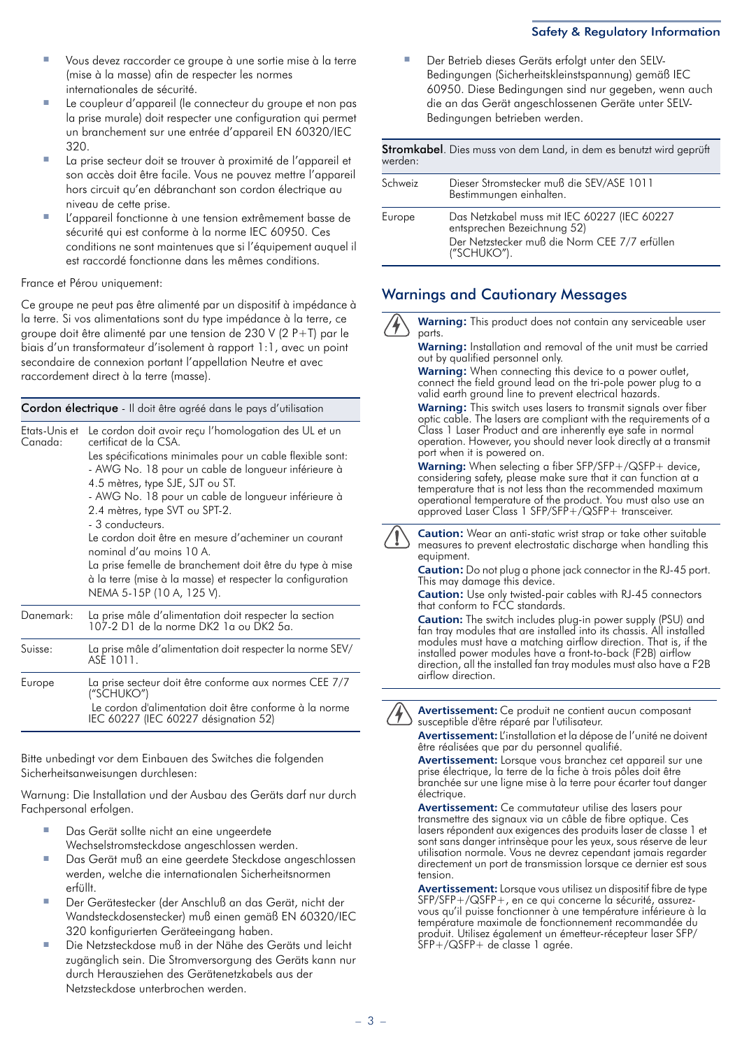- Vous devez raccorder ce groupe à une sortie mise à la terre (mise à la masse) afin de respecter les normes internationales de sécurité.
- Le coupleur d'appareil (le connecteur du groupe et non pas la prise murale) doit respecter une configuration qui permet un branchement sur une entrée d'appareil EN 60320/IEC 320.
- La prise secteur doit se trouver à proximité de l'appareil et son accès doit être facile. Vous ne pouvez mettre l'appareil hors circuit qu'en débranchant son cordon électrique au niveau de cette prise.
- L'appareil fonctionne à une tension extrêmement basse de sécurité qui est conforme à la norme IEC 60950. Ces conditions ne sont maintenues que si l'équipement auquel il est raccordé fonctionne dans les mêmes conditions.

France et Pérou uniquement:

Ce groupe ne peut pas être alimenté par un dispositif à impédance à la terre. Si vos alimentations sont du type impédance à la terre, ce groupe doit être alimenté par une tension de 230 V (2 P+T) par le biais d'un transformateur d'isolement à rapport 1:1, avec un point secondaire de connexion portant l'appellation Neutre et avec raccordement direct à la terre (masse).

| **Cordon électrique** - Il doit être agréé dans le pays d'utilisation | |
|---|---|
| Etats-Unis et Canada: | Le cordon doit avoir reçu l'homologation des UL et un certificat de la CSA.<br>Les spécifications minimales pour un cable flexible sont:<br>- AWG No. 18 pour un cable de longueur inférieure à 4.5 mètres, type SJE, SJT ou ST.<br>- AWG No. 18 pour un cable de longueur inférieure à 2.4 mètres, type SVT ou SPT-2.<br>- 3 conducteurs.<br>Le cordon doit être en mesure d'acheminer un courant nominal d'au moins 10 A.<br>La prise femelle de branchement doit être du type à mise à la terre (mise à la masse) et respecter la configuration NEMA 5-15P (10 A, 125 V). |
| Danemark: | La prise mâle d'alimentation doit respecter la section 107-2 D1 de la norme DK2 1a ou DK2 5a. |
| Suisse: | La prise mâle d'alimentation doit respecter la norme SEV/ASE 1011. |
| Europe | La prise secteur doit être conforme aux normes CEE 7/7 ("SCHUKO")<br>Le cordon d'alimentation doit être conforme à la norme IEC 60227 (IEC 60227 désignation 52) |

Bitte unbedingt vor dem Einbauen des Switches die folgenden Sicherheitsanweisungen durchlesen:

Warnung: Die Installation und der Ausbau des Geräts darf nur durch Fachpersonal erfolgen.

- Das Gerät sollte nicht an eine ungeerdete Wechselstromsteckdose angeschlossen werden.
- Das Gerät muß an eine geerdete Steckdose angeschlossen werden, welche die internationalen Sicherheitsnormen erfüllt.
- Der Gerätestecker (der Anschluß an das Gerät, nicht der Wandsteckdosenstecker) muß einen gemäß EN 60320/IEC 320 konfigurierten Geräteeingang haben.
- Die Netzsteckdose muß in der Nähe des Geräts und leicht zugänglich sein. Die Stromversorgung des Geräts kann nur durch Herausziehen des Gerätenetzkabels aus der Netzsteckdose unterbrochen werden.
- Der Betrieb dieses Geräts erfolgt unter den SELV-Bedingungen (Sicherheitskleinstspannung) gemäß IEC 60950. Diese Bedingungen sind nur gegeben, wenn auch die an das Gerät angeschlossenen Geräte unter SELV-Bedingungen betrieben werden.

| **Stromkabel**. Dies muss von dem Land, in dem es benutzt wird geprüft werden: | |
|---|---|
| Schweiz | Dieser Stromstecker muß die SEV/ASE 1011 Bestimmungen einhalten. |
| Europe | Das Netzkabel muss mit IEC 60227 (IEC 60227 entsprechen Bezeichnung 52)<br>Der Netzstecker muß die Norm CEE 7/7 erfüllen ("SCHUKO"). |

## Warnings and Cautionary Messages

**Warning:** This product does not contain any serviceable user parts.

**Warning:** Installation and removal of the unit must be carried out by qualified personnel only.

**Warning:** When connecting this device to a power outlet, connect the field ground lead on the tri-pole power plug to a valid earth ground line to prevent electrical hazards.

**Warning:** This switch uses lasers to transmit signals over fiber optic cable. The lasers are compliant with the requirements of a Class 1 Laser Product and are inherently eye safe in normal operation. However, you should never look directly at a transmit port when it is powered on.

**Warning:** When selecting a fiber SFP/SFP+/QSFP+ device, considering safety, please make sure that it can function at a temperature that is not less than the recommended maximum operational temperature of the product. You must also use an approved Laser Class 1 SFP/SFP+/QSFP+ transceiver.

**Caution:** Wear an anti-static wrist strap or take other suitable measures to prevent electrostatic discharge when handling this equipment.

**Caution:** Do not plug a phone jack connector in the RJ-45 port. This may damage this device.

**Caution:** Use only twisted-pair cables with RJ-45 connectors that conform to FCC standards.

**Caution:** The switch includes plug-in power supply (PSU) and fan tray modules that are installed into its chassis. All installed modules must have a matching airflow direction. That is, if the installed power modules have a front-to-back (F2B) airflow direction, all the installed fan tray modules must also have a F2B airflow direction.

**Avertissement:** Ce produit ne contient aucun composant susceptible d'être réparé par l'utilisateur.

**Avertissement:** L'installation et la dépose de l'unité ne doivent être réalisées que par du personnel qualifié.

**Avertissement:** Lorsque vous branchez cet appareil sur une prise électrique, la terre de la fiche à trois pôles doit être branchée sur une ligne mise à la terre pour écarter tout danger électrique.

**Avertissement:** Ce commutateur utilise des lasers pour transmettre des signaux via un câble de fibre optique. Ces lasers répondent aux exigences des produits laser de classe 1 et sont sans danger intrinsèque pour les yeux, sous réserve de leur utilisation normale. Vous ne devrez cependant jamais regarder directement un port de transmission lorsque ce dernier est sous tension.

**Avertissement:** Lorsque vous utilisez un dispositif fibre de type SFP/SFP+/QSFP+, en ce qui concerne la sécurité, assurez-vous qu'il puisse fonctionner à une température inférieure à la température maximale de fonctionnement recommandée du produit. Utilisez également un émetteur-récepteur laser SFP/SFP+/QSFP+ de classe 1 agrée.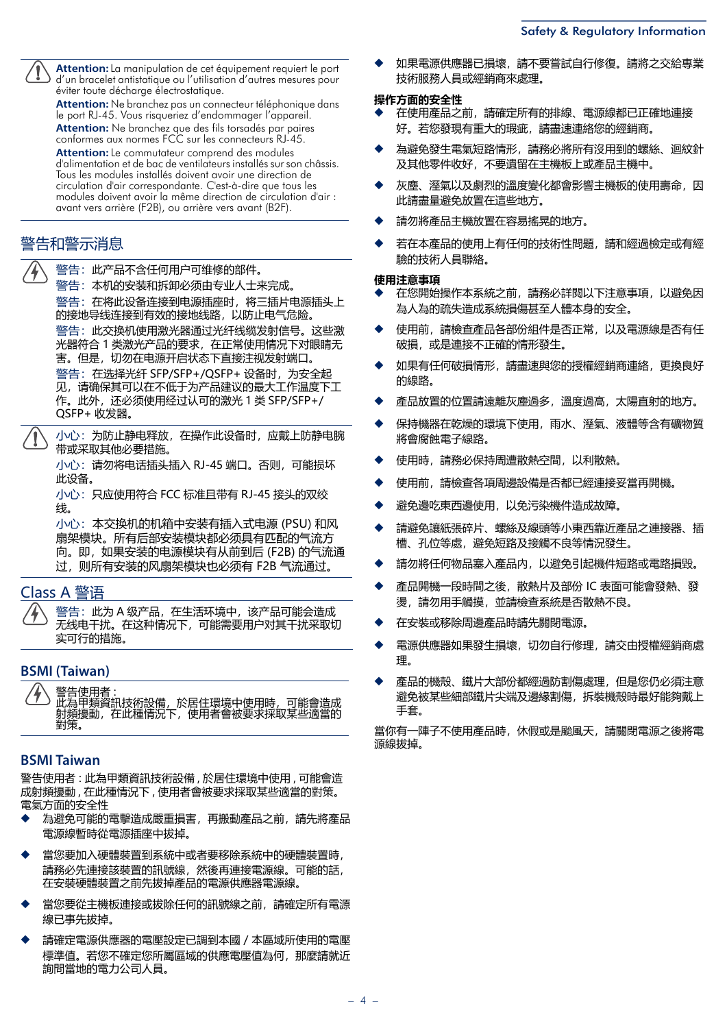**Attention:** La manipulation de cet équipement requiert le port d'un bracelet antistatique ou l'utilisation d'autres mesures pour éviter toute décharge électrostatique.

**Attention:** Ne branchez pas un connecteur téléphonique dans le port RJ-45. Vous risqueriez d'endommager l'appareil.

**Attention:** Ne branchez que des fils torsadés par paires conformes aux normes FCC sur les connecteurs RJ-45.

**Attention:** Le commutateur comprend des modules d'alimentation et de bac de ventilateurs installés sur son châssis. Tous les modules installés doivent avoir une direction de circulation d'air correspondante. C'est-à-dire que tous les modules doivent avoir la même direction de circulation d'air : avant vers arrière (F2B), ou arrière vers avant (B2F).

## 警告和警示消息

警告：此产品不含任何用户可维修的部件。

警告：本机的安装和拆卸必须由专业人士来完成。

警告：在将此设备连接到电源插座时，将三插片电源插头上的接地导线连接到有效的接地线路，以防止电气危险。

警告：此交换机使用激光器通过光纤线缆发射信号。这些激光器符合 1 类激光产品的要求，在正常使用情况下对眼睛无害。但是，切勿在电源开启状态下直接注视发射端口。

警告：在选择光纤 SFP/SFP+/QSFP+ 设备时，为安全起见，请确保其可以在不低于为产品建议的最大工作温度下工作。此外，还必须使用经过认可的激光 1 类 SFP/SFP+/QSFP+ 收发器。

小心：为防止静电释放，在操作此设备时，应戴上防静电腕带或采取其他必要措施。

小心：请勿将电话插头插入 RJ-45 端口。否则，可能损坏此设备。

小心：只应使用符合 FCC 标准且带有 RJ-45 接头的双绞线。

小心：本交换机的机箱中安装有插入式电源 (PSU) 和风扇架模块。所有后部安装模块都必须具有匹配的气流方向。即，如果安装的电源模块有从前到后 (F2B) 的气流通过，则所有安装的风扇架模块也必须有 F2B 气流通过。

## Class A 警语

警告：此为 A 级产品，在生活环境中，该产品可能会造成无线电干扰。在这种情况下，可能需要用户对其干扰采取切实可行的措施。

## BSMI (Taiwan)

警告使用者：
此為甲類資訊技術設備，於居住環境中使用時，可能會造成射頻擾動，在此種情況下，使用者會被要求採取某些適當的對策。

## BSMI Taiwan

警告使用者：此為甲類資訊技術設備，於居住環境中使用，可能會造成射頻擾動，在此種情況下，使用者會被要求採取某些適當的對策。

電氣方面的安全性

- 為避免可能的電擊造成嚴重損害，再搬動產品之前，請先將產品電源線暫時從電源插座中拔掉。
- 當您要加入硬體裝置到系統中或者要移除系統中的硬體裝置時，請務必先連接該裝置的訊號線，然後再連接電源線。可能的話，在安裝硬體裝置之前先拔掉產品的電源供應器電源線。
- 當您要從主機板連接或拔除任何的訊號線之前，請確定所有電源線已事先拔掉。
- 請確定電源供應器的電壓設定已調到本國 / 本區域所使用的電壓標準值。若您不確定您所屬區域的供應電壓值為何，那麼請就近詢問當地的電力公司人員。
- 如果電源供應器已損壞，請不要嘗試自行修復。請將之交給專業技術服務人員或經銷商來處理。

**操作方面的安全性**

- 在使用產品之前，請確定所有的排線、電源線都已正確地連接好。若您發現有重大的瑕疵，請盡速連絡您的經銷商。
- 為避免發生電氣短路情形，請務必將所有沒用到的螺絲、迴紋針及其他零件收好，不要遺留在主機板上或產品主機中。
- 灰塵、溼氣以及劇烈的溫度變化都會影響主機板的使用壽命，因此請盡量避免放置在這些地方。
- 請勿將產品主機放置在容易搖晃的地方。
- 若在本產品的使用上有任何的技術性問題，請和經過檢定或有經驗的技術人員聯絡。

**使用注意事項**

- 在您開始操作本系統之前，請務必詳閱以下注意事項，以避免因為人為的疏失造成系統損傷甚至人體本身的安全。
- 使用前，請檢查產品各部份組件是否正常，以及電源線是否有任何破損，或是連接不正確的情形發生。
- 如果有任何破損情形，請盡速與您的授權經銷商連絡，更換良好的線路。
- 產品放置的位置請遠離灰塵過多，溫度過高，太陽直射的地方。
- 保持機器在乾燥的環境下使用，雨水、溼氣、液體等含有礦物質將會腐蝕電子線路。
- 使用時，請務必保持周遭散熱空間，以利散熱。
- 使用前，請檢查各項周邊設備是否都已經連接妥當再開機。
- 避免邊吃東西邊使用，以免污染機件造成故障。
- 請避免讓紙張碎片、螺絲及線頭等小東西靠近產品之連接器、插槽、孔位等處，避免短路及接觸不良等情況發生。
- 請勿將任何物品塞入產品內，以避免引起機件短路或電路損毀。
- 產品開機一段時間之後，散熱片及部份 IC 表面可能會發熱、發燙，請勿用手觸摸，並請檢查系統是否散熱不良。
- 在安裝或移除周邊產品時請先關閉電源。
- 電源供應器如果發生損壞，切勿自行修理，請交由授權經銷商處理。
- 產品的機殼、鐵片大部份都經過防割傷處理，但是您仍必須注意避免被某些細部鐵片尖端及邊緣割傷，拆裝機殼時最好能夠戴上手套。

當你有一陣子不使用產品時，休假或是颱風天，請關閉電源之後將電源線拔掉。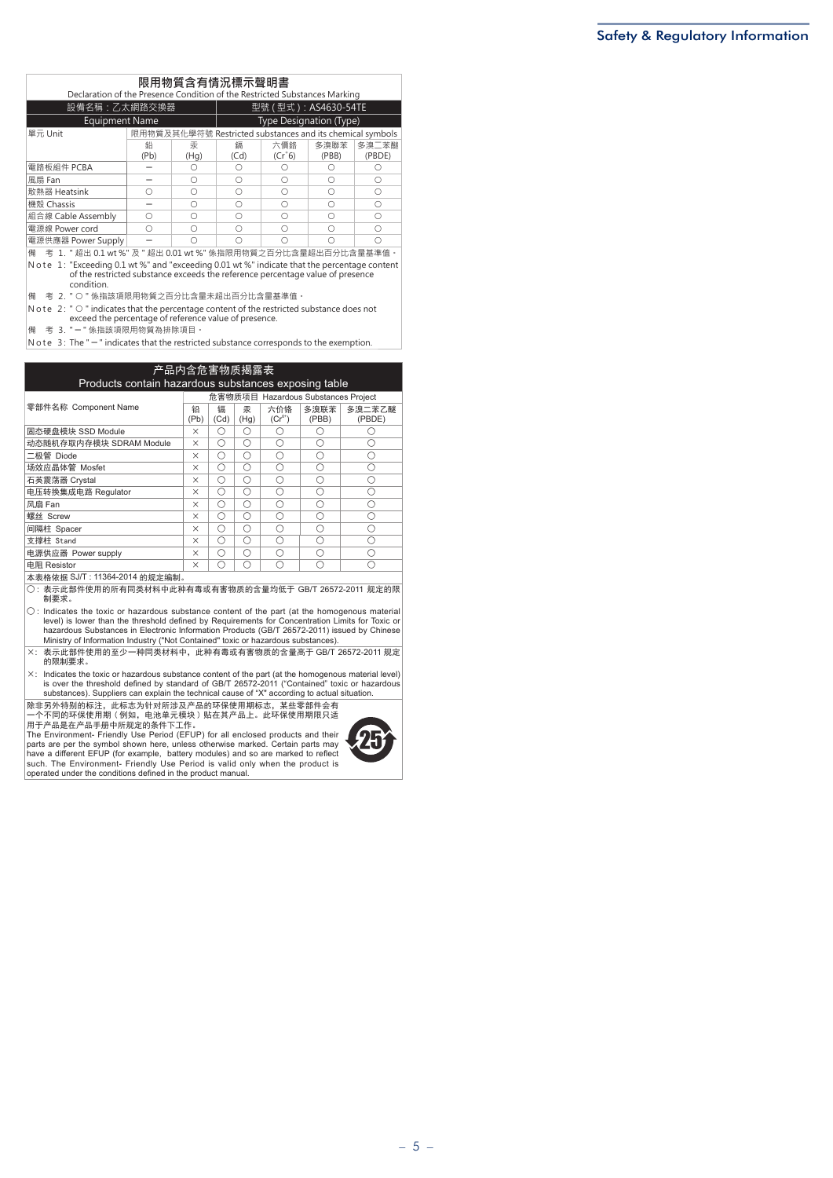## 限用物質含有情況標示聲明書

Declaration of the Presence Condition of the Restricted Substances Marking

| 設備名稱：乙太網路交換器 Equipment Name | | | 型號（型式）：AS4630-54TE Type Designation (Type) | | | |
|---|---|---|---|---|---|---|
| 單元 Unit | 限用物質及其化學符號 Restricted substances and its chemical symbols | | | | | |
| | 鉛 (Pb) | 汞 (Hg) | 鎘 (Cd) | 六價鉻 ($Cr^{+6}$) | 多溴聯苯 (PBB) | 多溴二苯醚 (PBDE) |
| 電路板組件 PCBA | − | ○ | ○ | ○ | ○ | ○ |
| 風扇 Fan | − | ○ | ○ | ○ | ○ | ○ |
| 散熱器 Heatsink | ○ | ○ | ○ | ○ | ○ | ○ |
| 機殼 Chassis | − | ○ | ○ | ○ | ○ | ○ |
| 組合線 Cable Assembly | ○ | ○ | ○ | ○ | ○ | ○ |
| 電源線 Power cord | ○ | ○ | ○ | ○ | ○ | ○ |
| 電源供應器 Power Supply | − | ○ | ○ | ○ | ○ | ○ |

備　考 1. "超出 0.1 wt %" 及 "超出 0.01 wt %" 係指限用物質之百分比含量超出百分比含量基準值。

Note 1: "Exceeding 0.1 wt %" and "exceeding 0.01 wt %" indicate that the percentage content of the restricted substance exceeds the reference percentage value of presence condition.

備　考 2. "○" 係指該項限用物質之百分比含量未超出百分比含量基準值。

Note 2: "○" indicates that the percentage content of the restricted substance does not exceed the percentage of reference value of presence.

備　考 3. "−" 係指該項限用物質為排除項目。

Note 3: The "−" indicates that the restricted substance corresponds to the exemption.

## 产品内含危害物质揭露表

Products contain hazardous substances exposing table

| 零部件名称 Component Name | 危害物质项目 Hazardous Substances Project | | | | | |
|---|---|---|---|---|---|---|
| | 铅 (Pb) | 镉 (Cd) | 汞 (Hg) | 六价铬 ($Cr^{6+}$) | 多溴联苯 (PBB) | 多溴二苯醚 (PBDE) |
| 固态硬盘模块 SSD Module | × | ○ | ○ | ○ | ○ | ○ |
| 动态随机存取内存模块 SDRAM Module | × | ○ | ○ | ○ | ○ | ○ |
| 二极管 Diode | × | ○ | ○ | ○ | ○ | ○ |
| 场效应晶体管 Mosfet | × | ○ | ○ | ○ | ○ | ○ |
| 石英震荡器 Crystal | × | ○ | ○ | ○ | ○ | ○ |
| 电压转换集成电路 Regulator | × | ○ | ○ | ○ | ○ | ○ |
| 风扇 Fan | × | ○ | ○ | ○ | ○ | ○ |
| 螺丝 Screw | × | ○ | ○ | ○ | ○ | ○ |
| 间隔柱 Spacer | × | ○ | ○ | ○ | ○ | ○ |
| 支撑柱 Stand | × | ○ | ○ | ○ | ○ | ○ |
| 电源供应器 Power supply | × | ○ | ○ | ○ | ○ | ○ |
| 电阻 Resistor | × | ○ | ○ | ○ | ○ | ○ |

本表格依据 SJ/T：11364-2014 的规定编制。

○：表示此部件使用的所有同类材料中此种有毒或有害物质的含量均低于 GB/T 26572-2011 规定的限制要求。

○：Indicates the toxic or hazardous substance content of the part (at the homogenous material level) is lower than the threshold defined by Requirements for Concentration Limits for Toxic or hazardous Substances in Electronic Information Products (GB/T 26572-2011) issued by Chinese Ministry of Information Industry ("Not Contained" toxic or hazardous substances).

×：表示此部件使用的至少一种同类材料中，此种有毒或有害物质的含量高于 GB/T 26572-2011 规定的限制要求。

×：Indicates the toxic or hazardous substance content of the part (at the homogenous material level) is over the threshold defined by standard of GB/T 26572-2011 ("Contained" toxic or hazardous substances). Suppliers can explain the technical cause of "X" according to actual situation.

除非另外特别的标注，此标志为针对所涉及产品的环保使用期标志，某些零部件会有一个不同的环保使用期（例如，电池单元模块）贴在其产品上。此环保使用期限只适用于产品是在产品手册中所规定的条件下工作。

The Environment- Friendly Use Period (EFUP) for all enclosed products and their parts are per the symbol shown here, unless otherwise marked. Certain parts may have a different EFUP (for example, battery modules) and so are marked to reflect such. The Environment- Friendly Use Period is valid only when the product is operated under the conditions defined in the product manual.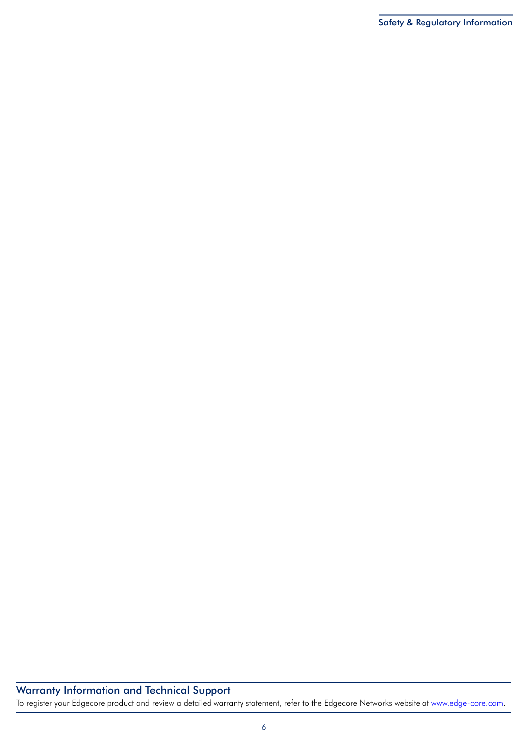## Warranty Information and Technical Support

To register your Edgecore product and review a detailed warranty statement, refer to the Edgecore Networks website at www.edge-core.com.